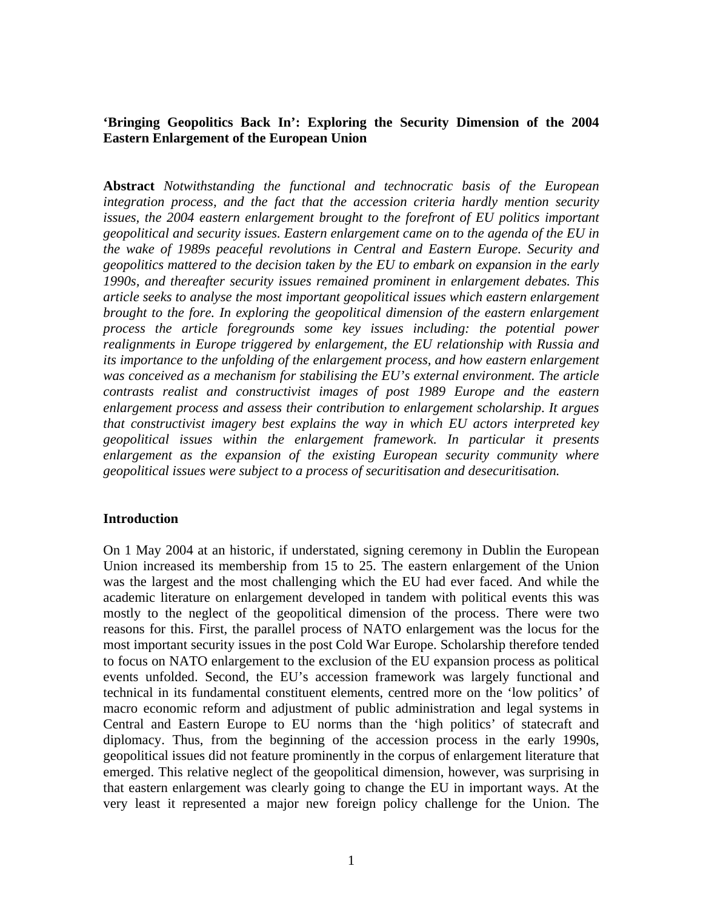**'Bringing Geopolitics Back In': Exploring the Security Dimension of the 2004 Eastern Enlargement of the European Union**

**Abstract** *Notwithstanding the functional and technocratic basis of the European integration process, and the fact that the accession criteria hardly mention security issues, the 2004 eastern enlargement brought to the forefront of EU politics important geopolitical and security issues. Eastern enlargement came on to the agenda of the EU in the wake of 1989s peaceful revolutions in Central and Eastern Europe. Security and geopolitics mattered to the decision taken by the EU to embark on expansion in the early 1990s, and thereafter security issues remained prominent in enlargement debates. This article seeks to analyse the most important geopolitical issues which eastern enlargement brought to the fore. In exploring the geopolitical dimension of the eastern enlargement process the article foregrounds some key issues including: the potential power realignments in Europe triggered by enlargement, the EU relationship with Russia and its importance to the unfolding of the enlargement process, and how eastern enlargement was conceived as a mechanism for stabilising the EU's external environment. The article contrasts realist and constructivist images of post 1989 Europe and the eastern enlargement process and assess their contribution to enlargement scholarship. It argues that constructivist imagery best explains the way in which EU actors interpreted key geopolitical issues within the enlargement framework. In particular it presents enlargement as the expansion of the existing European security community where geopolitical issues were subject to a process of securitisation and desecuritisation.*

## Introduction

On 1 May 2004 at an historic, if understated, signing ceremony in Dublin the European Union increased its membership from 15 to 25. The eastern enlargement of the Union was the largest and the most challenging which the EU had ever faced. And while the academic literature on enlargement developed in tandem with political events this was mostly to the neglect of the geopolitical dimension of the process. There were two reasons for this. First, the parallel process of NATO enlargement was the locus for the most important security issues in the post Cold War Europe. Scholarship therefore tended to focus on NATO enlargement to the exclusion of the EU expansion process as political events unfolded. Second, the EU's accession framework was largely functional and technical in its fundamental constituent elements, centred more on the 'low politics' of macro economic reform and adjustment of public administration and legal systems in Central and Eastern Europe to EU norms than the 'high politics' of statecraft and diplomacy. Thus, from the beginning of the accession process in the early 1990s, geopolitical issues did not feature prominently in the corpus of enlargement literature that emerged. This relative neglect of the geopolitical dimension, however, was surprising in that eastern enlargement was clearly going to change the EU in important ways. At the very least it represented a major new foreign policy challenge for the Union. The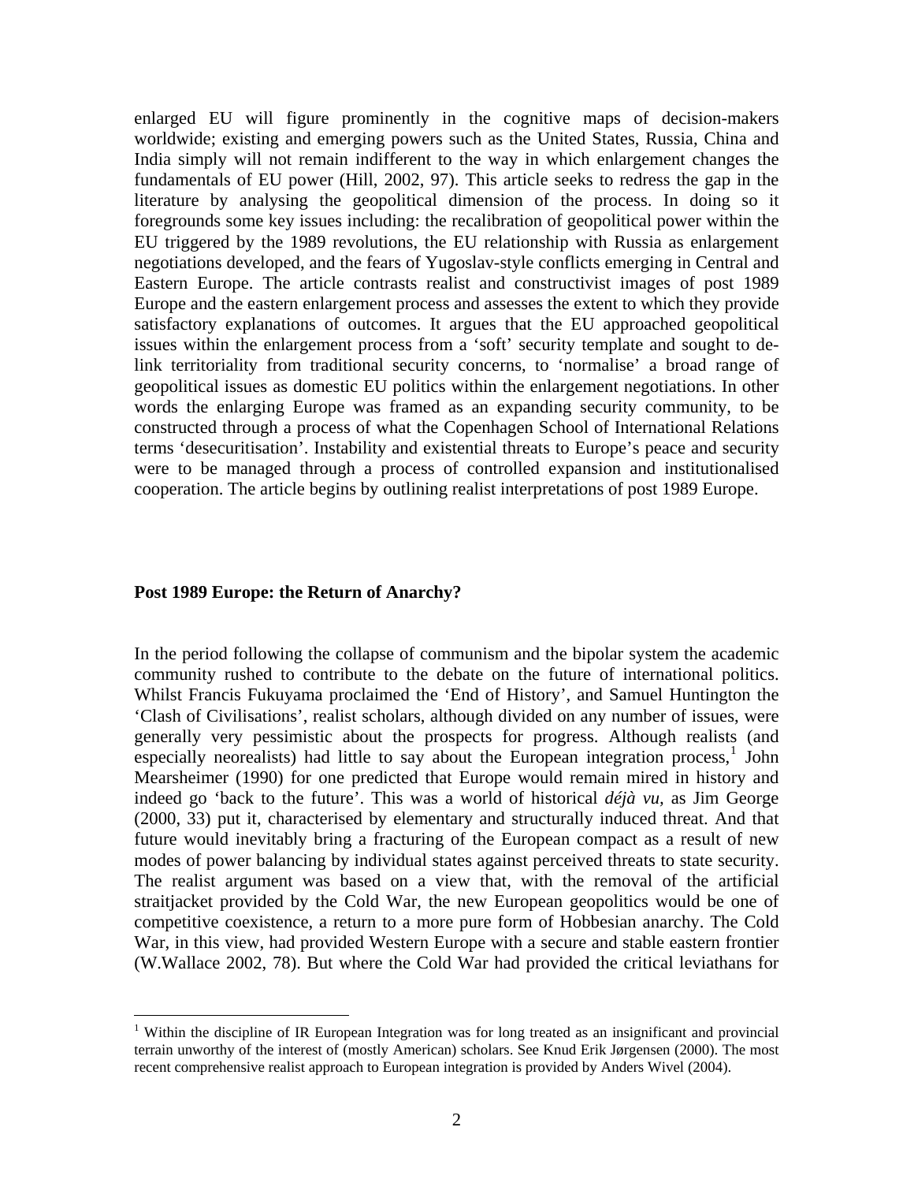enlarged EU will figure prominently in the cognitive maps of decision-makers worldwide; existing and emerging powers such as the United States, Russia, China and India simply will not remain indifferent to the way in which enlargement changes the fundamentals of EU power (Hill, 2002, 97). This article seeks to redress the gap in the literature by analysing the geopolitical dimension of the process. In doing so it foregrounds some key issues including: the recalibration of geopolitical power within the EU triggered by the 1989 revolutions, the EU relationship with Russia as enlargement negotiations developed, and the fears of Yugoslav-style conflicts emerging in Central and Eastern Europe. The article contrasts realist and constructivist images of post 1989 Europe and the eastern enlargement process and assesses the extent to which they provide satisfactory explanations of outcomes. It argues that the EU approached geopolitical issues within the enlargement process from a 'soft' security template and sought to de-link territoriality from traditional security concerns, to 'normalise' a broad range of geopolitical issues as domestic EU politics within the enlargement negotiations. In other words the enlarging Europe was framed as an expanding security community, to be constructed through a process of what the Copenhagen School of International Relations terms 'desecuritisation'. Instability and existential threats to Europe's peace and security were to be managed through a process of controlled expansion and institutionalised cooperation. The article begins by outlining realist interpretations of post 1989 Europe.

## Post 1989 Europe: the Return of Anarchy?

In the period following the collapse of communism and the bipolar system the academic community rushed to contribute to the debate on the future of international politics. Whilst Francis Fukuyama proclaimed the 'End of History', and Samuel Huntington the 'Clash of Civilisations', realist scholars, although divided on any number of issues, were generally very pessimistic about the prospects for progress. Although realists (and especially neorealists) had little to say about the European integration process,[1] John Mearsheimer (1990) for one predicted that Europe would remain mired in history and indeed go 'back to the future'. This was a world of historical *déjà vu,* as Jim George (2000, 33) put it, characterised by elementary and structurally induced threat. And that future would inevitably bring a fracturing of the European compact as a result of new modes of power balancing by individual states against perceived threats to state security. The realist argument was based on a view that, with the removal of the artificial straitjacket provided by the Cold War, the new European geopolitics would be one of competitive coexistence, a return to a more pure form of Hobbesian anarchy. The Cold War, in this view, had provided Western Europe with a secure and stable eastern frontier (W.Wallace 2002, 78). But where the Cold War had provided the critical leviathans for

[1] Within the discipline of IR European Integration was for long treated as an insignificant and provincial terrain unworthy of the interest of (mostly American) scholars. See Knud Erik Jørgensen (2000). The most recent comprehensive realist approach to European integration is provided by Anders Wivel (2004).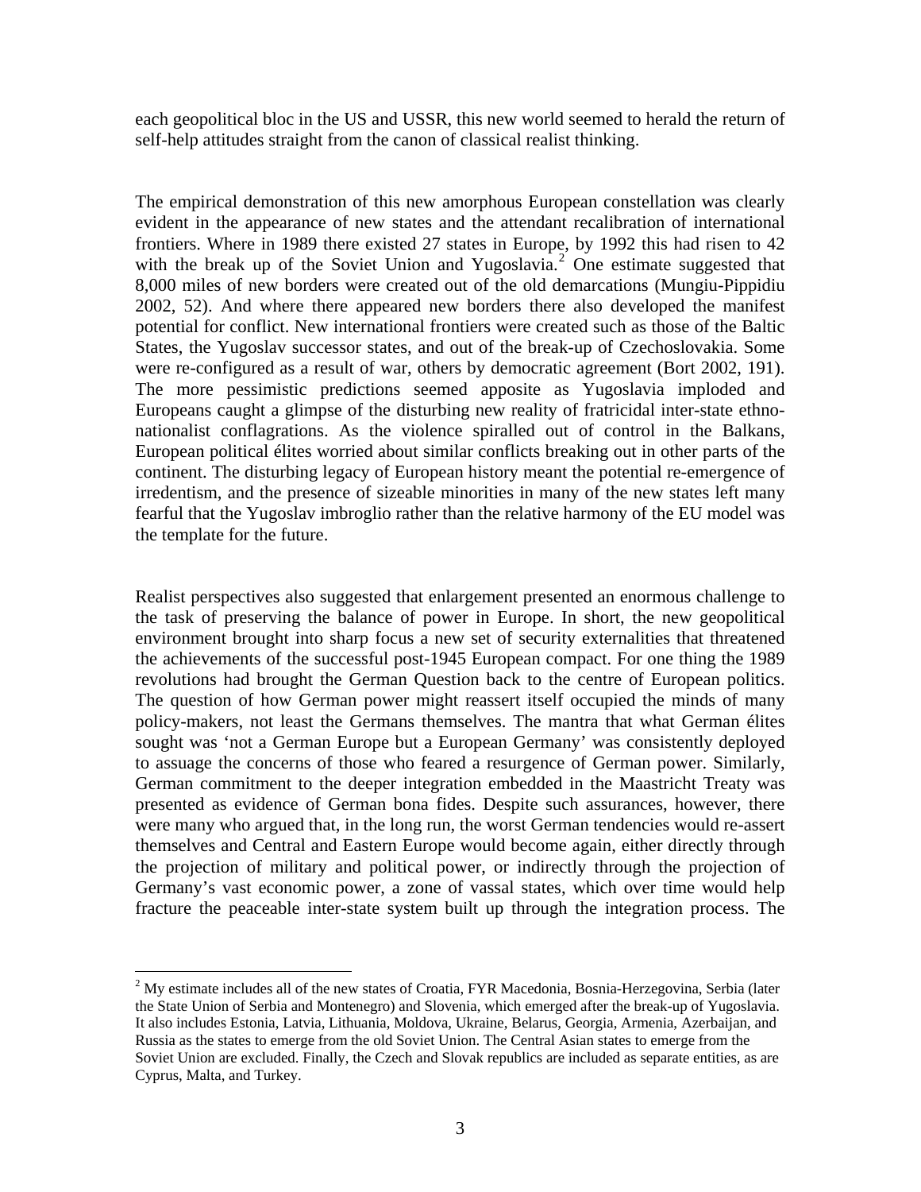each geopolitical bloc in the US and USSR, this new world seemed to herald the return of self-help attitudes straight from the canon of classical realist thinking.

The empirical demonstration of this new amorphous European constellation was clearly evident in the appearance of new states and the attendant recalibration of international frontiers. Where in 1989 there existed 27 states in Europe, by 1992 this had risen to 42 with the break up of the Soviet Union and Yugoslavia.[2] One estimate suggested that 8,000 miles of new borders were created out of the old demarcations (Mungiu-Pippidiu 2002, 52). And where there appeared new borders there also developed the manifest potential for conflict. New international frontiers were created such as those of the Baltic States, the Yugoslav successor states, and out of the break-up of Czechoslovakia. Some were re-configured as a result of war, others by democratic agreement (Bort 2002, 191). The more pessimistic predictions seemed apposite as Yugoslavia imploded and Europeans caught a glimpse of the disturbing new reality of fratricidal inter-state ethno-nationalist conflagrations. As the violence spiralled out of control in the Balkans, European political élites worried about similar conflicts breaking out in other parts of the continent. The disturbing legacy of European history meant the potential re-emergence of irredentism, and the presence of sizeable minorities in many of the new states left many fearful that the Yugoslav imbroglio rather than the relative harmony of the EU model was the template for the future.

Realist perspectives also suggested that enlargement presented an enormous challenge to the task of preserving the balance of power in Europe. In short, the new geopolitical environment brought into sharp focus a new set of security externalities that threatened the achievements of the successful post-1945 European compact. For one thing the 1989 revolutions had brought the German Question back to the centre of European politics. The question of how German power might reassert itself occupied the minds of many policy-makers, not least the Germans themselves. The mantra that what German élites sought was 'not a German Europe but a European Germany' was consistently deployed to assuage the concerns of those who feared a resurgence of German power. Similarly, German commitment to the deeper integration embedded in the Maastricht Treaty was presented as evidence of German bona fides. Despite such assurances, however, there were many who argued that, in the long run, the worst German tendencies would re-assert themselves and Central and Eastern Europe would become again, either directly through the projection of military and political power, or indirectly through the projection of Germany's vast economic power, a zone of vassal states, which over time would help fracture the peaceable inter-state system built up through the integration process. The

[2] My estimate includes all of the new states of Croatia, FYR Macedonia, Bosnia-Herzegovina, Serbia (later the State Union of Serbia and Montenegro) and Slovenia, which emerged after the break-up of Yugoslavia. It also includes Estonia, Latvia, Lithuania, Moldova, Ukraine, Belarus, Georgia, Armenia, Azerbaijan, and Russia as the states to emerge from the old Soviet Union. The Central Asian states to emerge from the Soviet Union are excluded. Finally, the Czech and Slovak republics are included as separate entities, as are Cyprus, Malta, and Turkey.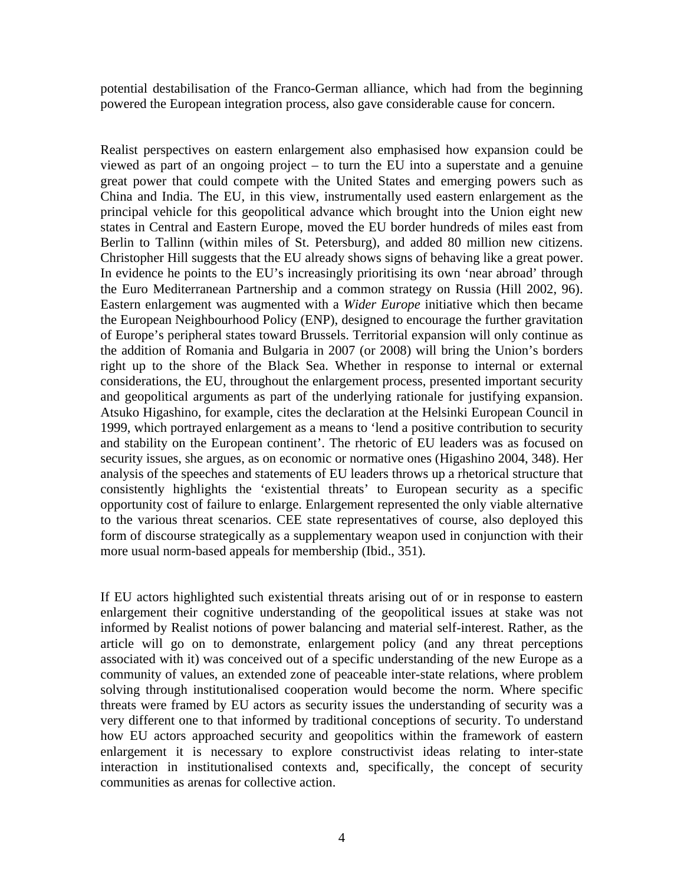potential destabilisation of the Franco-German alliance, which had from the beginning powered the European integration process, also gave considerable cause for concern.

Realist perspectives on eastern enlargement also emphasised how expansion could be viewed as part of an ongoing project – to turn the EU into a superstate and a genuine great power that could compete with the United States and emerging powers such as China and India. The EU, in this view, instrumentally used eastern enlargement as the principal vehicle for this geopolitical advance which brought into the Union eight new states in Central and Eastern Europe, moved the EU border hundreds of miles east from Berlin to Tallinn (within miles of St. Petersburg), and added 80 million new citizens. Christopher Hill suggests that the EU already shows signs of behaving like a great power. In evidence he points to the EU's increasingly prioritising its own 'near abroad' through the Euro Mediterranean Partnership and a common strategy on Russia (Hill 2002, 96). Eastern enlargement was augmented with a *Wider Europe* initiative which then became the European Neighbourhood Policy (ENP), designed to encourage the further gravitation of Europe's peripheral states toward Brussels. Territorial expansion will only continue as the addition of Romania and Bulgaria in 2007 (or 2008) will bring the Union's borders right up to the shore of the Black Sea. Whether in response to internal or external considerations, the EU, throughout the enlargement process, presented important security and geopolitical arguments as part of the underlying rationale for justifying expansion. Atsuko Higashino, for example, cites the declaration at the Helsinki European Council in 1999, which portrayed enlargement as a means to 'lend a positive contribution to security and stability on the European continent'. The rhetoric of EU leaders was as focused on security issues, she argues, as on economic or normative ones (Higashino 2004, 348). Her analysis of the speeches and statements of EU leaders throws up a rhetorical structure that consistently highlights the 'existential threats' to European security as a specific opportunity cost of failure to enlarge. Enlargement represented the only viable alternative to the various threat scenarios. CEE state representatives of course, also deployed this form of discourse strategically as a supplementary weapon used in conjunction with their more usual norm-based appeals for membership (Ibid., 351).

If EU actors highlighted such existential threats arising out of or in response to eastern enlargement their cognitive understanding of the geopolitical issues at stake was not informed by Realist notions of power balancing and material self-interest. Rather, as the article will go on to demonstrate, enlargement policy (and any threat perceptions associated with it) was conceived out of a specific understanding of the new Europe as a community of values, an extended zone of peaceable inter-state relations, where problem solving through institutionalised cooperation would become the norm. Where specific threats were framed by EU actors as security issues the understanding of security was a very different one to that informed by traditional conceptions of security. To understand how EU actors approached security and geopolitics within the framework of eastern enlargement it is necessary to explore constructivist ideas relating to inter-state interaction in institutionalised contexts and, specifically, the concept of security communities as arenas for collective action.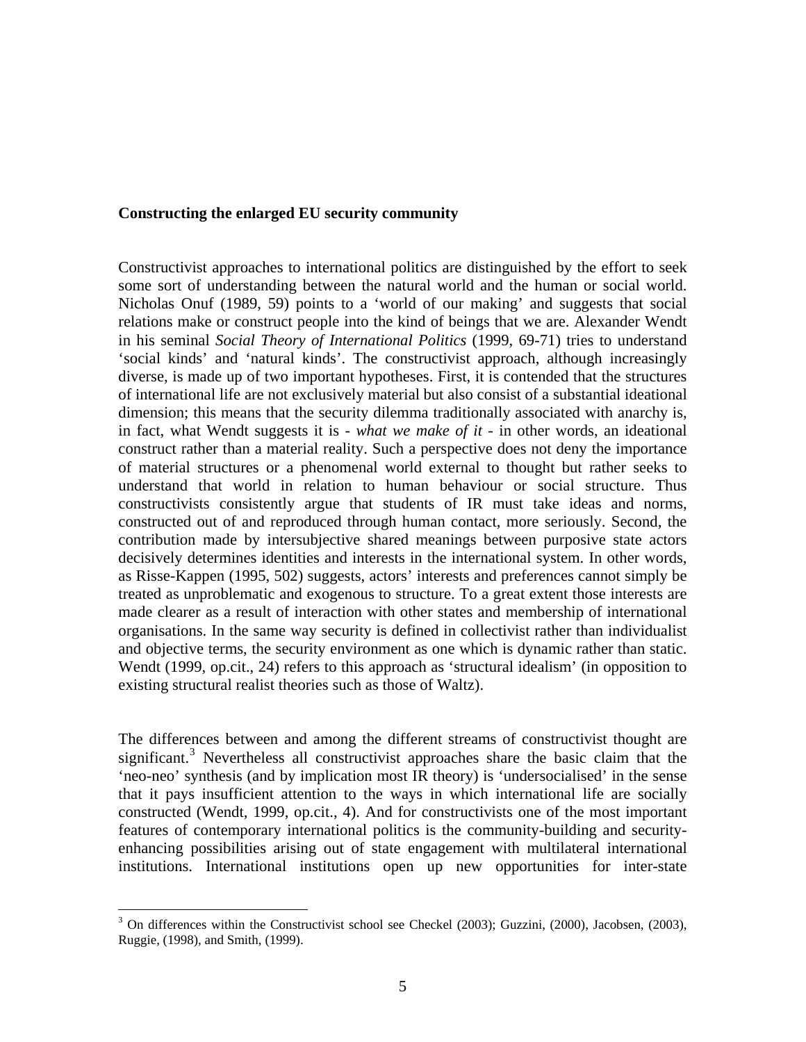### Constructing the enlarged EU security community

Constructivist approaches to international politics are distinguished by the effort to seek some sort of understanding between the natural world and the human or social world. Nicholas Onuf (1989, 59) points to a 'world of our making' and suggests that social relations make or construct people into the kind of beings that we are. Alexander Wendt in his seminal *Social Theory of International Politics* (1999, 69-71) tries to understand 'social kinds' and 'natural kinds'. The constructivist approach, although increasingly diverse, is made up of two important hypotheses. First, it is contended that the structures of international life are not exclusively material but also consist of a substantial ideational dimension; this means that the security dilemma traditionally associated with anarchy is, in fact, what Wendt suggests it is - *what we make of it* - in other words, an ideational construct rather than a material reality. Such a perspective does not deny the importance of material structures or a phenomenal world external to thought but rather seeks to understand that world in relation to human behaviour or social structure. Thus constructivists consistently argue that students of IR must take ideas and norms, constructed out of and reproduced through human contact, more seriously. Second, the contribution made by intersubjective shared meanings between purposive state actors decisively determines identities and interests in the international system. In other words, as Risse-Kappen (1995, 502) suggests, actors' interests and preferences cannot simply be treated as unproblematic and exogenous to structure. To a great extent those interests are made clearer as a result of interaction with other states and membership of international organisations. In the same way security is defined in collectivist rather than individualist and objective terms, the security environment as one which is dynamic rather than static. Wendt (1999, op.cit., 24) refers to this approach as 'structural idealism' (in opposition to existing structural realist theories such as those of Waltz).

The differences between and among the different streams of constructivist thought are significant.[3] Nevertheless all constructivist approaches share the basic claim that the 'neo-neo' synthesis (and by implication most IR theory) is 'undersocialised' in the sense that it pays insufficient attention to the ways in which international life are socially constructed (Wendt, 1999, op.cit., 4). And for constructivists one of the most important features of contemporary international politics is the community-building and security-enhancing possibilities arising out of state engagement with multilateral international institutions. International institutions open up new opportunities for inter-state

[3] On differences within the Constructivist school see Checkel (2003); Guzzini, (2000), Jacobsen, (2003), Ruggie, (1998), and Smith, (1999).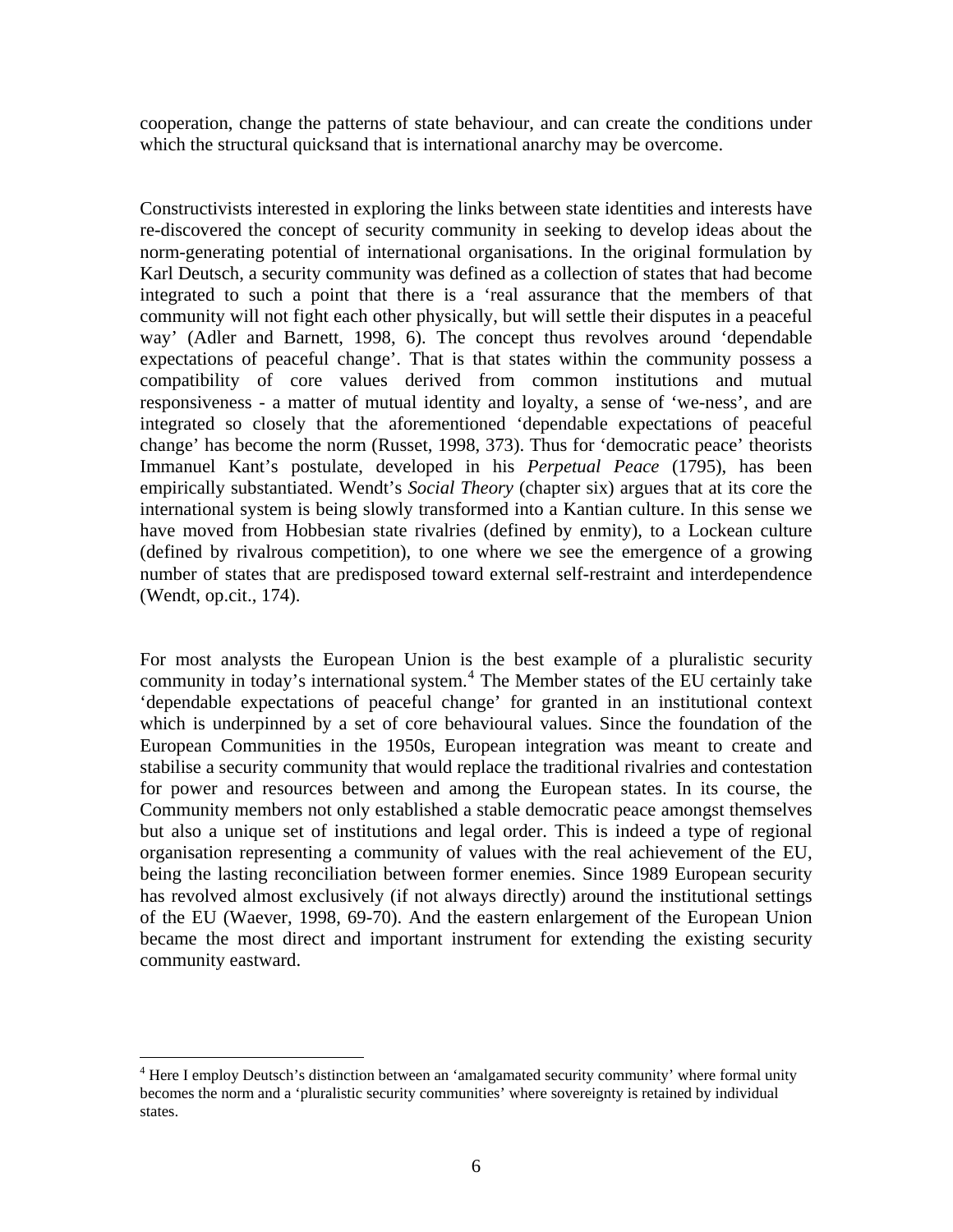cooperation, change the patterns of state behaviour, and can create the conditions under which the structural quicksand that is international anarchy may be overcome.

Constructivists interested in exploring the links between state identities and interests have re-discovered the concept of security community in seeking to develop ideas about the norm-generating potential of international organisations. In the original formulation by Karl Deutsch, a security community was defined as a collection of states that had become integrated to such a point that there is a 'real assurance that the members of that community will not fight each other physically, but will settle their disputes in a peaceful way' (Adler and Barnett, 1998, 6). The concept thus revolves around 'dependable expectations of peaceful change'. That is that states within the community possess a compatibility of core values derived from common institutions and mutual responsiveness - a matter of mutual identity and loyalty, a sense of 'we-ness', and are integrated so closely that the aforementioned 'dependable expectations of peaceful change' has become the norm (Russet, 1998, 373). Thus for 'democratic peace' theorists Immanuel Kant's postulate, developed in his *Perpetual Peace* (1795), has been empirically substantiated. Wendt's *Social Theory* (chapter six) argues that at its core the international system is being slowly transformed into a Kantian culture. In this sense we have moved from Hobbesian state rivalries (defined by enmity), to a Lockean culture (defined by rivalrous competition), to one where we see the emergence of a growing number of states that are predisposed toward external self-restraint and interdependence (Wendt, op.cit., 174).

For most analysts the European Union is the best example of a pluralistic security community in today's international system.[4] The Member states of the EU certainly take 'dependable expectations of peaceful change' for granted in an institutional context which is underpinned by a set of core behavioural values. Since the foundation of the European Communities in the 1950s, European integration was meant to create and stabilise a security community that would replace the traditional rivalries and contestation for power and resources between and among the European states. In its course, the Community members not only established a stable democratic peace amongst themselves but also a unique set of institutions and legal order. This is indeed a type of regional organisation representing a community of values with the real achievement of the EU, being the lasting reconciliation between former enemies. Since 1989 European security has revolved almost exclusively (if not always directly) around the institutional settings of the EU (Waever, 1998, 69-70). And the eastern enlargement of the European Union became the most direct and important instrument for extending the existing security community eastward.

[4] Here I employ Deutsch's distinction between an 'amalgamated security community' where formal unity becomes the norm and a 'pluralistic security communities' where sovereignty is retained by individual states.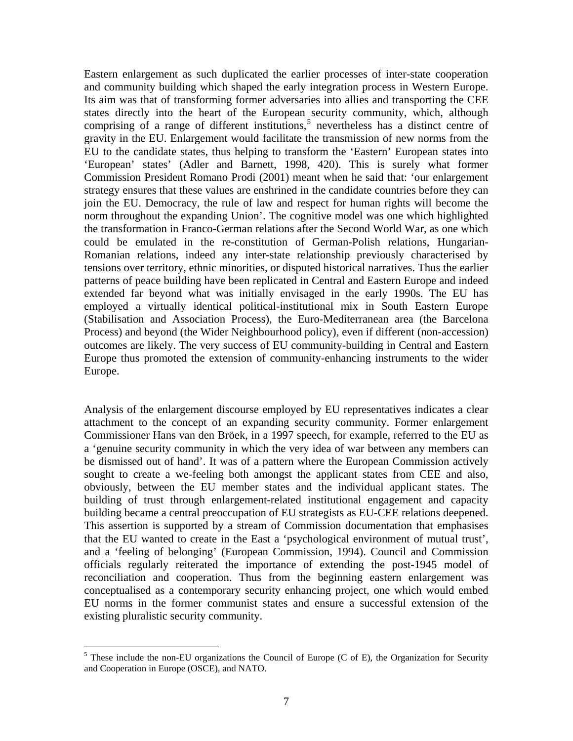Eastern enlargement as such duplicated the earlier processes of inter-state cooperation and community building which shaped the early integration process in Western Europe. Its aim was that of transforming former adversaries into allies and transporting the CEE states directly into the heart of the European security community, which, although comprising of a range of different institutions,[5] nevertheless has a distinct centre of gravity in the EU. Enlargement would facilitate the transmission of new norms from the EU to the candidate states, thus helping to transform the 'Eastern' European states into 'European' states' (Adler and Barnett, 1998, 420). This is surely what former Commission President Romano Prodi (2001) meant when he said that: 'our enlargement strategy ensures that these values are enshrined in the candidate countries before they can join the EU. Democracy, the rule of law and respect for human rights will become the norm throughout the expanding Union'. The cognitive model was one which highlighted the transformation in Franco-German relations after the Second World War, as one which could be emulated in the re-constitution of German-Polish relations, Hungarian-Romanian relations, indeed any inter-state relationship previously characterised by tensions over territory, ethnic minorities, or disputed historical narratives. Thus the earlier patterns of peace building have been replicated in Central and Eastern Europe and indeed extended far beyond what was initially envisaged in the early 1990s. The EU has employed a virtually identical political-institutional mix in South Eastern Europe (Stabilisation and Association Process), the Euro-Mediterranean area (the Barcelona Process) and beyond (the Wider Neighbourhood policy), even if different (non-accession) outcomes are likely. The very success of EU community-building in Central and Eastern Europe thus promoted the extension of community-enhancing instruments to the wider Europe.

Analysis of the enlargement discourse employed by EU representatives indicates a clear attachment to the concept of an expanding security community. Former enlargement Commissioner Hans van den Bröek, in a 1997 speech, for example, referred to the EU as a 'genuine security community in which the very idea of war between any members can be dismissed out of hand'. It was of a pattern where the European Commission actively sought to create a we-feeling both amongst the applicant states from CEE and also, obviously, between the EU member states and the individual applicant states. The building of trust through enlargement-related institutional engagement and capacity building became a central preoccupation of EU strategists as EU-CEE relations deepened. This assertion is supported by a stream of Commission documentation that emphasises that the EU wanted to create in the East a 'psychological environment of mutual trust', and a 'feeling of belonging' (European Commission, 1994). Council and Commission officials regularly reiterated the importance of extending the post-1945 model of reconciliation and cooperation. Thus from the beginning eastern enlargement was conceptualised as a contemporary security enhancing project, one which would embed EU norms in the former communist states and ensure a successful extension of the existing pluralistic security community.

---

[5] These include the non-EU organizations the Council of Europe (C of E), the Organization for Security and Cooperation in Europe (OSCE), and NATO.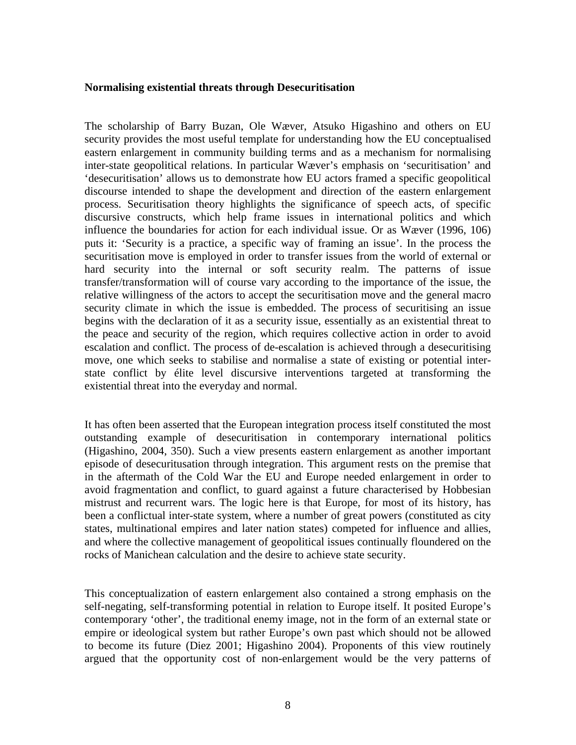**Normalising existential threats through Desecuritisation**

The scholarship of Barry Buzan, Ole Wæver, Atsuko Higashino and others on EU security provides the most useful template for understanding how the EU conceptualised eastern enlargement in community building terms and as a mechanism for normalising inter-state geopolitical relations. In particular Wæver's emphasis on 'securitisation' and 'desecuritisation' allows us to demonstrate how EU actors framed a specific geopolitical discourse intended to shape the development and direction of the eastern enlargement process. Securitisation theory highlights the significance of speech acts, of specific discursive constructs, which help frame issues in international politics and which influence the boundaries for action for each individual issue. Or as Wæver (1996, 106) puts it: 'Security is a practice, a specific way of framing an issue'. In the process the securitisation move is employed in order to transfer issues from the world of external or hard security into the internal or soft security realm. The patterns of issue transfer/transformation will of course vary according to the importance of the issue, the relative willingness of the actors to accept the securitisation move and the general macro security climate in which the issue is embedded. The process of securitising an issue begins with the declaration of it as a security issue, essentially as an existential threat to the peace and security of the region, which requires collective action in order to avoid escalation and conflict. The process of de-escalation is achieved through a desecuritising move, one which seeks to stabilise and normalise a state of existing or potential inter-state conflict by élite level discursive interventions targeted at transforming the existential threat into the everyday and normal.

It has often been asserted that the European integration process itself constituted the most outstanding example of desecuritisation in contemporary international politics (Higashino, 2004, 350). Such a view presents eastern enlargement as another important episode of desecuritusation through integration. This argument rests on the premise that in the aftermath of the Cold War the EU and Europe needed enlargement in order to avoid fragmentation and conflict, to guard against a future characterised by Hobbesian mistrust and recurrent wars. The logic here is that Europe, for most of its history, has been a conflictual inter-state system, where a number of great powers (constituted as city states, multinational empires and later nation states) competed for influence and allies, and where the collective management of geopolitical issues continually floundered on the rocks of Manichean calculation and the desire to achieve state security.

This conceptualization of eastern enlargement also contained a strong emphasis on the self-negating, self-transforming potential in relation to Europe itself. It posited Europe's contemporary 'other', the traditional enemy image, not in the form of an external state or empire or ideological system but rather Europe's own past which should not be allowed to become its future (Diez 2001; Higashino 2004). Proponents of this view routinely argued that the opportunity cost of non-enlargement would be the very patterns of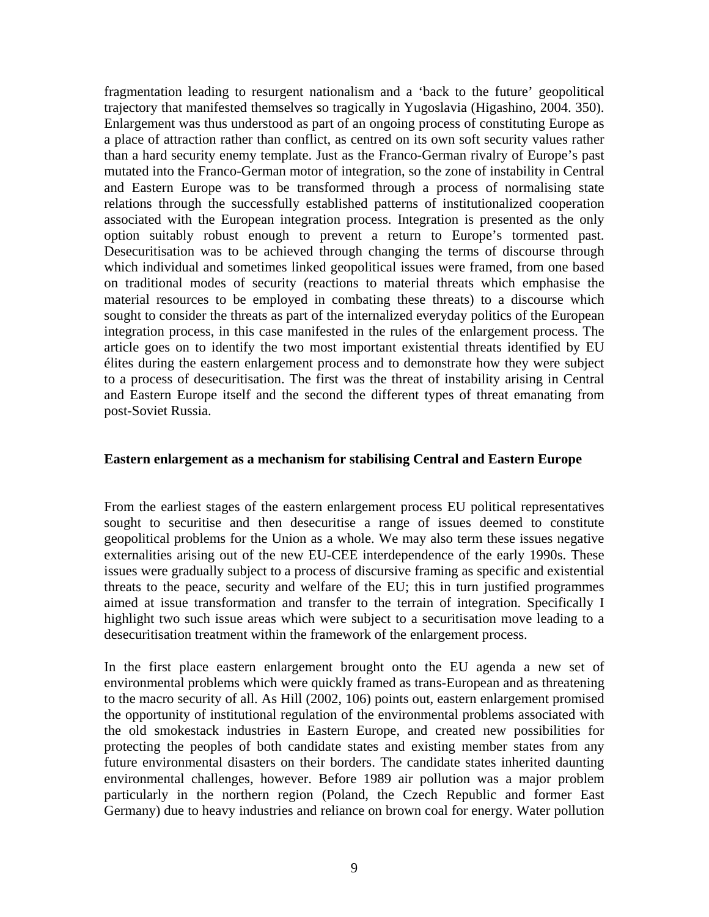fragmentation leading to resurgent nationalism and a 'back to the future' geopolitical trajectory that manifested themselves so tragically in Yugoslavia (Higashino, 2004. 350). Enlargement was thus understood as part of an ongoing process of constituting Europe as a place of attraction rather than conflict, as centred on its own soft security values rather than a hard security enemy template. Just as the Franco-German rivalry of Europe's past mutated into the Franco-German motor of integration, so the zone of instability in Central and Eastern Europe was to be transformed through a process of normalising state relations through the successfully established patterns of institutionalized cooperation associated with the European integration process. Integration is presented as the only option suitably robust enough to prevent a return to Europe's tormented past. Desecuritisation was to be achieved through changing the terms of discourse through which individual and sometimes linked geopolitical issues were framed, from one based on traditional modes of security (reactions to material threats which emphasise the material resources to be employed in combating these threats) to a discourse which sought to consider the threats as part of the internalized everyday politics of the European integration process, in this case manifested in the rules of the enlargement process. The article goes on to identify the two most important existential threats identified by EU élites during the eastern enlargement process and to demonstrate how they were subject to a process of desecuritisation. The first was the threat of instability arising in Central and Eastern Europe itself and the second the different types of threat emanating from post-Soviet Russia.

**Eastern enlargement as a mechanism for stabilising Central and Eastern Europe**

From the earliest stages of the eastern enlargement process EU political representatives sought to securitise and then desecuritise a range of issues deemed to constitute geopolitical problems for the Union as a whole. We may also term these issues negative externalities arising out of the new EU-CEE interdependence of the early 1990s. These issues were gradually subject to a process of discursive framing as specific and existential threats to the peace, security and welfare of the EU; this in turn justified programmes aimed at issue transformation and transfer to the terrain of integration. Specifically I highlight two such issue areas which were subject to a securitisation move leading to a desecuritisation treatment within the framework of the enlargement process.

In the first place eastern enlargement brought onto the EU agenda a new set of environmental problems which were quickly framed as trans-European and as threatening to the macro security of all. As Hill (2002, 106) points out, eastern enlargement promised the opportunity of institutional regulation of the environmental problems associated with the old smokestack industries in Eastern Europe, and created new possibilities for protecting the peoples of both candidate states and existing member states from any future environmental disasters on their borders. The candidate states inherited daunting environmental challenges, however. Before 1989 air pollution was a major problem particularly in the northern region (Poland, the Czech Republic and former East Germany) due to heavy industries and reliance on brown coal for energy. Water pollution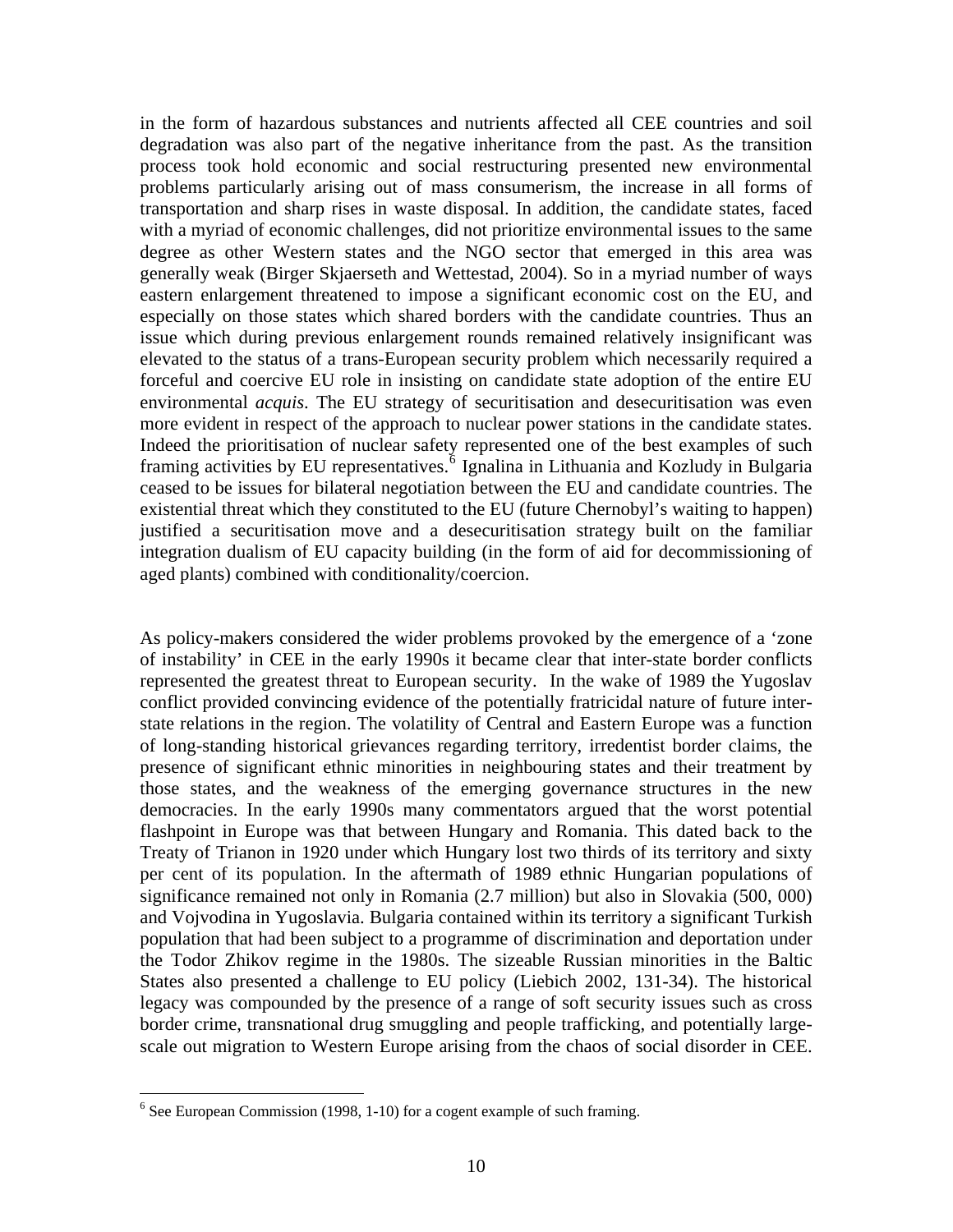in the form of hazardous substances and nutrients affected all CEE countries and soil degradation was also part of the negative inheritance from the past. As the transition process took hold economic and social restructuring presented new environmental problems particularly arising out of mass consumerism, the increase in all forms of transportation and sharp rises in waste disposal. In addition, the candidate states, faced with a myriad of economic challenges, did not prioritize environmental issues to the same degree as other Western states and the NGO sector that emerged in this area was generally weak (Birger Skjaerseth and Wettestad, 2004). So in a myriad number of ways eastern enlargement threatened to impose a significant economic cost on the EU, and especially on those states which shared borders with the candidate countries. Thus an issue which during previous enlargement rounds remained relatively insignificant was elevated to the status of a trans-European security problem which necessarily required a forceful and coercive EU role in insisting on candidate state adoption of the entire EU environmental *acquis*. The EU strategy of securitisation and desecuritisation was even more evident in respect of the approach to nuclear power stations in the candidate states. Indeed the prioritisation of nuclear safety represented one of the best examples of such framing activities by EU representatives.[6] Ignalina in Lithuania and Kozludy in Bulgaria ceased to be issues for bilateral negotiation between the EU and candidate countries. The existential threat which they constituted to the EU (future Chernobyl's waiting to happen) justified a securitisation move and a desecuritisation strategy built on the familiar integration dualism of EU capacity building (in the form of aid for decommissioning of aged plants) combined with conditionality/coercion.

As policy-makers considered the wider problems provoked by the emergence of a 'zone of instability' in CEE in the early 1990s it became clear that inter-state border conflicts represented the greatest threat to European security. In the wake of 1989 the Yugoslav conflict provided convincing evidence of the potentially fratricidal nature of future inter-state relations in the region. The volatility of Central and Eastern Europe was a function of long-standing historical grievances regarding territory, irredentist border claims, the presence of significant ethnic minorities in neighbouring states and their treatment by those states, and the weakness of the emerging governance structures in the new democracies. In the early 1990s many commentators argued that the worst potential flashpoint in Europe was that between Hungary and Romania. This dated back to the Treaty of Trianon in 1920 under which Hungary lost two thirds of its territory and sixty per cent of its population. In the aftermath of 1989 ethnic Hungarian populations of significance remained not only in Romania (2.7 million) but also in Slovakia (500, 000) and Vojvodina in Yugoslavia. Bulgaria contained within its territory a significant Turkish population that had been subject to a programme of discrimination and deportation under the Todor Zhikov regime in the 1980s. The sizeable Russian minorities in the Baltic States also presented a challenge to EU policy (Liebich 2002, 131-34). The historical legacy was compounded by the presence of a range of soft security issues such as cross border crime, transnational drug smuggling and people trafficking, and potentially large-scale out migration to Western Europe arising from the chaos of social disorder in CEE.

[6] See European Commission (1998, 1-10) for a cogent example of such framing.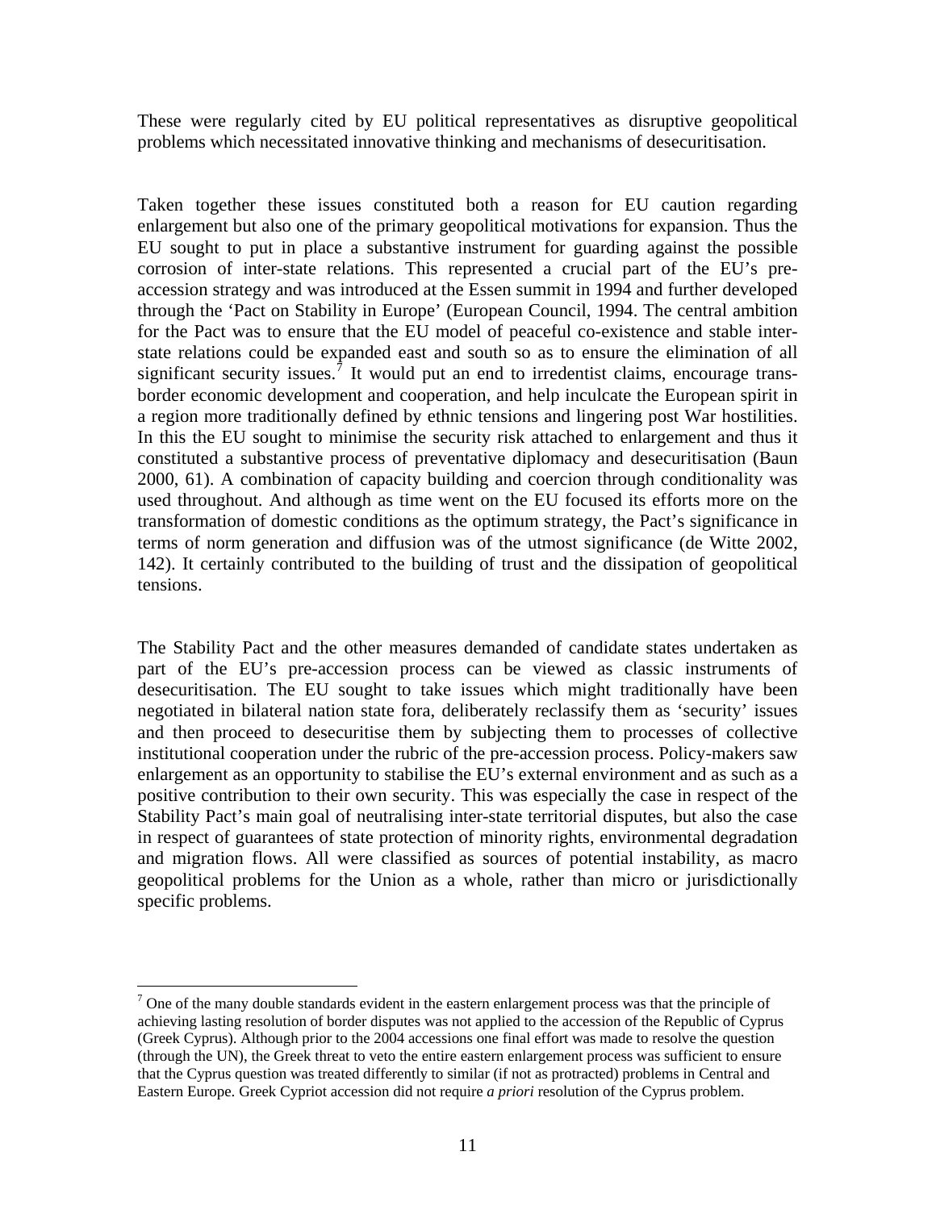These were regularly cited by EU political representatives as disruptive geopolitical problems which necessitated innovative thinking and mechanisms of desecuritisation.

Taken together these issues constituted both a reason for EU caution regarding enlargement but also one of the primary geopolitical motivations for expansion. Thus the EU sought to put in place a substantive instrument for guarding against the possible corrosion of inter-state relations. This represented a crucial part of the EU's pre-accession strategy and was introduced at the Essen summit in 1994 and further developed through the 'Pact on Stability in Europe' (European Council, 1994. The central ambition for the Pact was to ensure that the EU model of peaceful co-existence and stable inter-state relations could be expanded east and south so as to ensure the elimination of all significant security issues.[7] It would put an end to irredentist claims, encourage trans-border economic development and cooperation, and help inculcate the European spirit in a region more traditionally defined by ethnic tensions and lingering post War hostilities. In this the EU sought to minimise the security risk attached to enlargement and thus it constituted a substantive process of preventative diplomacy and desecuritisation (Baun 2000, 61). A combination of capacity building and coercion through conditionality was used throughout. And although as time went on the EU focused its efforts more on the transformation of domestic conditions as the optimum strategy, the Pact's significance in terms of norm generation and diffusion was of the utmost significance (de Witte 2002, 142). It certainly contributed to the building of trust and the dissipation of geopolitical tensions.

The Stability Pact and the other measures demanded of candidate states undertaken as part of the EU's pre-accession process can be viewed as classic instruments of desecuritisation. The EU sought to take issues which might traditionally have been negotiated in bilateral nation state fora, deliberately reclassify them as 'security' issues and then proceed to desecuritise them by subjecting them to processes of collective institutional cooperation under the rubric of the pre-accession process. Policy-makers saw enlargement as an opportunity to stabilise the EU's external environment and as such as a positive contribution to their own security. This was especially the case in respect of the Stability Pact's main goal of neutralising inter-state territorial disputes, but also the case in respect of guarantees of state protection of minority rights, environmental degradation and migration flows. All were classified as sources of potential instability, as macro geopolitical problems for the Union as a whole, rather than micro or jurisdictionally specific problems.

---

[7] One of the many double standards evident in the eastern enlargement process was that the principle of achieving lasting resolution of border disputes was not applied to the accession of the Republic of Cyprus (Greek Cyprus). Although prior to the 2004 accessions one final effort was made to resolve the question (through the UN), the Greek threat to veto the entire eastern enlargement process was sufficient to ensure that the Cyprus question was treated differently to similar (if not as protracted) problems in Central and Eastern Europe. Greek Cypriot accession did not require *a priori* resolution of the Cyprus problem.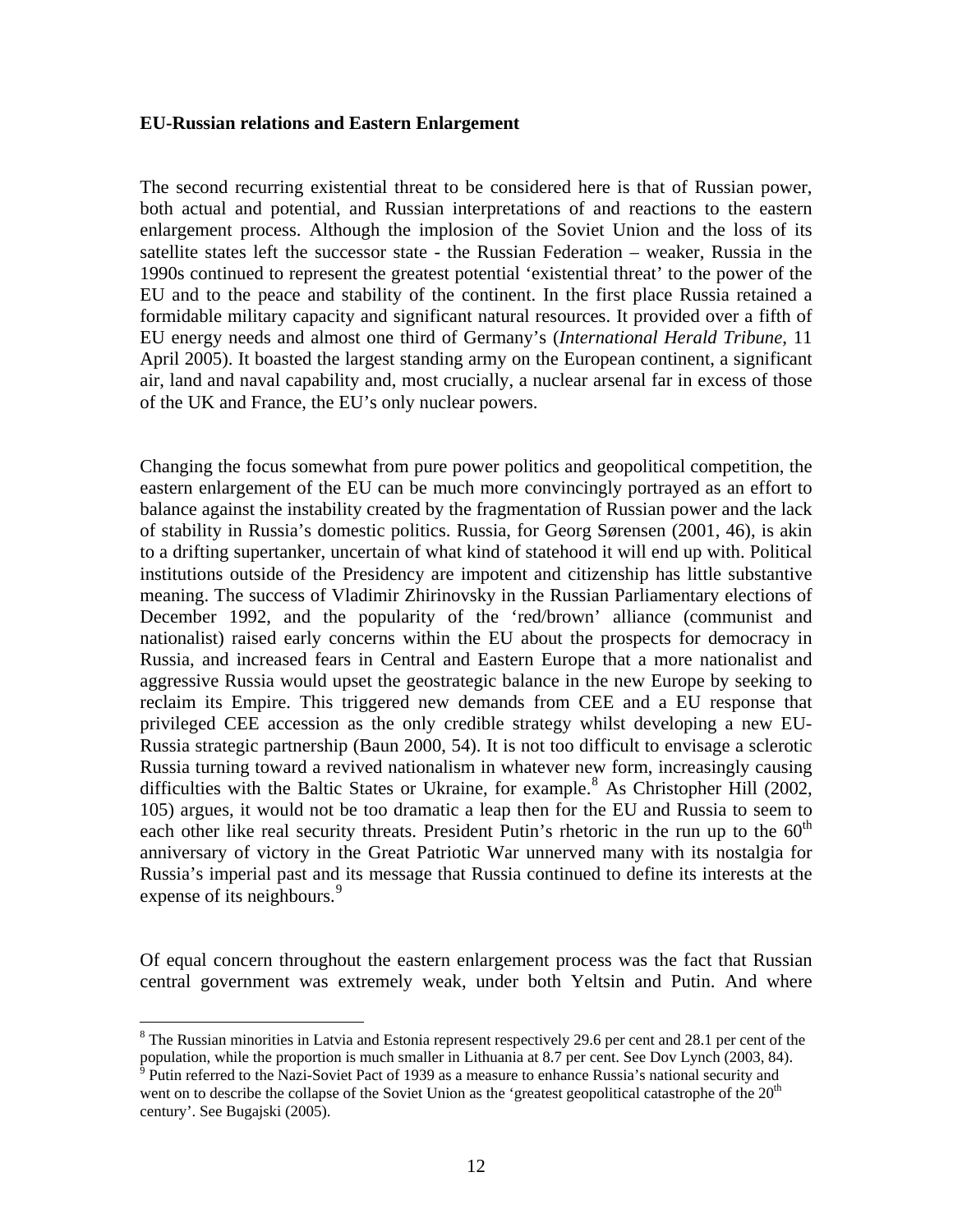**EU-Russian relations and Eastern Enlargement**

The second recurring existential threat to be considered here is that of Russian power, both actual and potential, and Russian interpretations of and reactions to the eastern enlargement process. Although the implosion of the Soviet Union and the loss of its satellite states left the successor state - the Russian Federation – weaker, Russia in the 1990s continued to represent the greatest potential 'existential threat' to the power of the EU and to the peace and stability of the continent. In the first place Russia retained a formidable military capacity and significant natural resources. It provided over a fifth of EU energy needs and almost one third of Germany's (*International Herald Tribune*, 11 April 2005). It boasted the largest standing army on the European continent, a significant air, land and naval capability and, most crucially, a nuclear arsenal far in excess of those of the UK and France, the EU's only nuclear powers.

Changing the focus somewhat from pure power politics and geopolitical competition, the eastern enlargement of the EU can be much more convincingly portrayed as an effort to balance against the instability created by the fragmentation of Russian power and the lack of stability in Russia's domestic politics. Russia, for Georg Sørensen (2001, 46), is akin to a drifting supertanker, uncertain of what kind of statehood it will end up with. Political institutions outside of the Presidency are impotent and citizenship has little substantive meaning. The success of Vladimir Zhirinovsky in the Russian Parliamentary elections of December 1992, and the popularity of the 'red/brown' alliance (communist and nationalist) raised early concerns within the EU about the prospects for democracy in Russia, and increased fears in Central and Eastern Europe that a more nationalist and aggressive Russia would upset the geostrategic balance in the new Europe by seeking to reclaim its Empire. This triggered new demands from CEE and a EU response that privileged CEE accession as the only credible strategy whilst developing a new EU-Russia strategic partnership (Baun 2000, 54). It is not too difficult to envisage a sclerotic Russia turning toward a revived nationalism in whatever new form, increasingly causing difficulties with the Baltic States or Ukraine, for example.[8] As Christopher Hill (2002, 105) argues, it would not be too dramatic a leap then for the EU and Russia to seem to each other like real security threats. President Putin's rhetoric in the run up to the 60th anniversary of victory in the Great Patriotic War unnerved many with its nostalgia for Russia's imperial past and its message that Russia continued to define its interests at the expense of its neighbours.[9]

Of equal concern throughout the eastern enlargement process was the fact that Russian central government was extremely weak, under both Yeltsin and Putin. And where

[8] The Russian minorities in Latvia and Estonia represent respectively 29.6 per cent and 28.1 per cent of the population, while the proportion is much smaller in Lithuania at 8.7 per cent. See Dov Lynch (2003, 84).

[9] Putin referred to the Nazi-Soviet Pact of 1939 as a measure to enhance Russia's national security and went on to describe the collapse of the Soviet Union as the 'greatest geopolitical catastrophe of the 20th century'. See Bugajski (2005).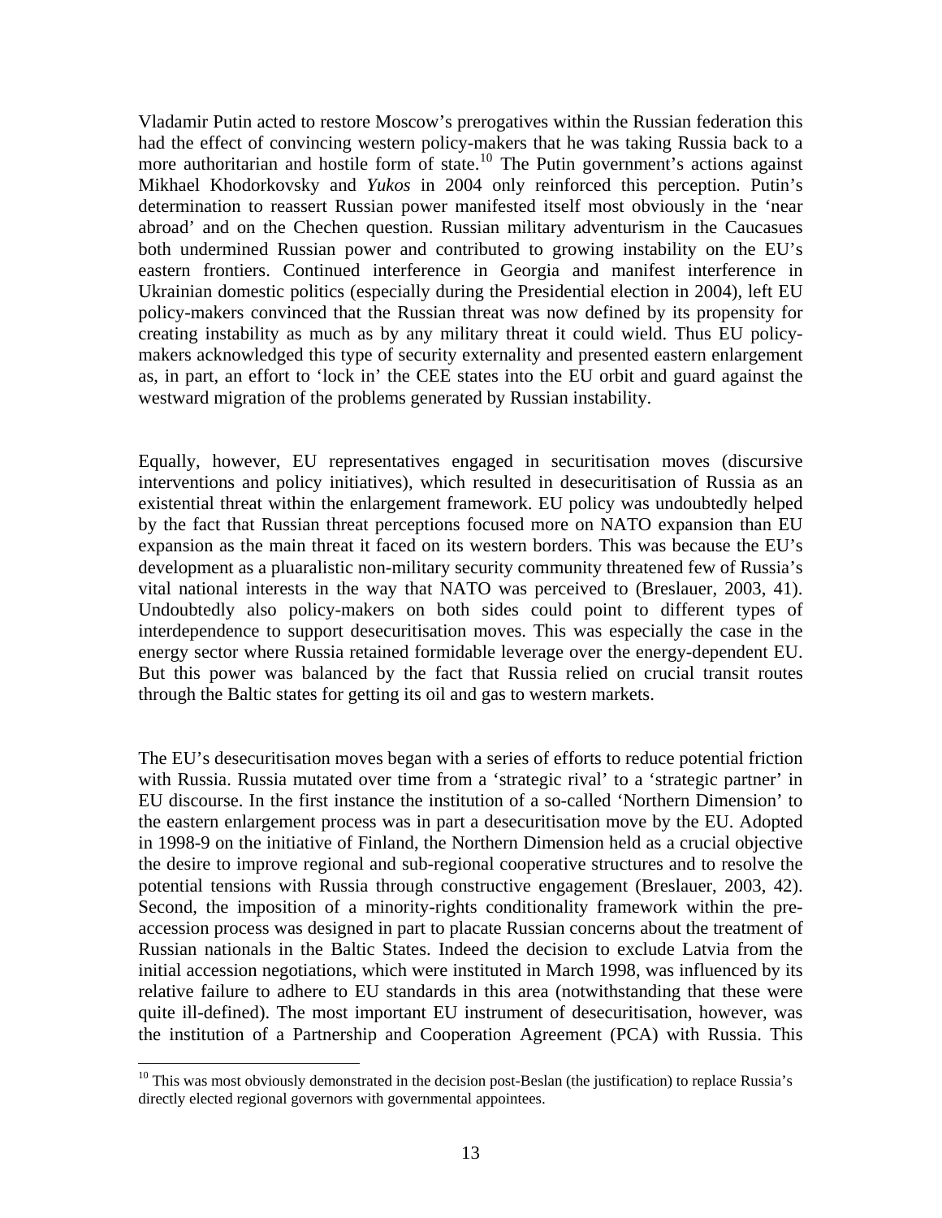Vladamir Putin acted to restore Moscow's prerogatives within the Russian federation this had the effect of convincing western policy-makers that he was taking Russia back to a more authoritarian and hostile form of state.[10] The Putin government's actions against Mikhael Khodorkovsky and *Yukos* in 2004 only reinforced this perception. Putin's determination to reassert Russian power manifested itself most obviously in the 'near abroad' and on the Chechen question. Russian military adventurism in the Caucasues both undermined Russian power and contributed to growing instability on the EU's eastern frontiers. Continued interference in Georgia and manifest interference in Ukrainian domestic politics (especially during the Presidential election in 2004), left EU policy-makers convinced that the Russian threat was now defined by its propensity for creating instability as much as by any military threat it could wield. Thus EU policy-makers acknowledged this type of security externality and presented eastern enlargement as, in part, an effort to 'lock in' the CEE states into the EU orbit and guard against the westward migration of the problems generated by Russian instability.

Equally, however, EU representatives engaged in securitisation moves (discursive interventions and policy initiatives), which resulted in desecuritisation of Russia as an existential threat within the enlargement framework. EU policy was undoubtedly helped by the fact that Russian threat perceptions focused more on NATO expansion than EU expansion as the main threat it faced on its western borders. This was because the EU's development as a pluaralistic non-military security community threatened few of Russia's vital national interests in the way that NATO was perceived to (Breslauer, 2003, 41). Undoubtedly also policy-makers on both sides could point to different types of interdependence to support desecuritisation moves. This was especially the case in the energy sector where Russia retained formidable leverage over the energy-dependent EU. But this power was balanced by the fact that Russia relied on crucial transit routes through the Baltic states for getting its oil and gas to western markets.

The EU's desecuritisation moves began with a series of efforts to reduce potential friction with Russia. Russia mutated over time from a 'strategic rival' to a 'strategic partner' in EU discourse. In the first instance the institution of a so-called 'Northern Dimension' to the eastern enlargement process was in part a desecuritisation move by the EU. Adopted in 1998-9 on the initiative of Finland, the Northern Dimension held as a crucial objective the desire to improve regional and sub-regional cooperative structures and to resolve the potential tensions with Russia through constructive engagement (Breslauer, 2003, 42). Second, the imposition of a minority-rights conditionality framework within the pre-accession process was designed in part to placate Russian concerns about the treatment of Russian nationals in the Baltic States. Indeed the decision to exclude Latvia from the initial accession negotiations, which were instituted in March 1998, was influenced by its relative failure to adhere to EU standards in this area (notwithstanding that these were quite ill-defined). The most important EU instrument of desecuritisation, however, was the institution of a Partnership and Cooperation Agreement (PCA) with Russia. This

[10] This was most obviously demonstrated in the decision post-Beslan (the justification) to replace Russia's directly elected regional governors with governmental appointees.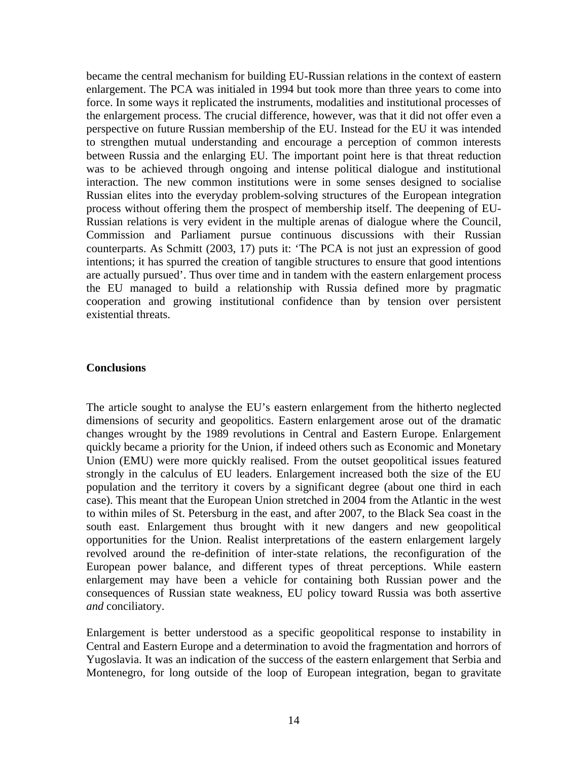became the central mechanism for building EU-Russian relations in the context of eastern enlargement. The PCA was initialed in 1994 but took more than three years to come into force. In some ways it replicated the instruments, modalities and institutional processes of the enlargement process. The crucial difference, however, was that it did not offer even a perspective on future Russian membership of the EU. Instead for the EU it was intended to strengthen mutual understanding and encourage a perception of common interests between Russia and the enlarging EU. The important point here is that threat reduction was to be achieved through ongoing and intense political dialogue and institutional interaction. The new common institutions were in some senses designed to socialise Russian elites into the everyday problem-solving structures of the European integration process without offering them the prospect of membership itself. The deepening of EU-Russian relations is very evident in the multiple arenas of dialogue where the Council, Commission and Parliament pursue continuous discussions with their Russian counterparts. As Schmitt (2003, 17) puts it: 'The PCA is not just an expression of good intentions; it has spurred the creation of tangible structures to ensure that good intentions are actually pursued'. Thus over time and in tandem with the eastern enlargement process the EU managed to build a relationship with Russia defined more by pragmatic cooperation and growing institutional confidence than by tension over persistent existential threats.

## Conclusions

The article sought to analyse the EU's eastern enlargement from the hitherto neglected dimensions of security and geopolitics. Eastern enlargement arose out of the dramatic changes wrought by the 1989 revolutions in Central and Eastern Europe. Enlargement quickly became a priority for the Union, if indeed others such as Economic and Monetary Union (EMU) were more quickly realised. From the outset geopolitical issues featured strongly in the calculus of EU leaders. Enlargement increased both the size of the EU population and the territory it covers by a significant degree (about one third in each case). This meant that the European Union stretched in 2004 from the Atlantic in the west to within miles of St. Petersburg in the east, and after 2007, to the Black Sea coast in the south east. Enlargement thus brought with it new dangers and new geopolitical opportunities for the Union. Realist interpretations of the eastern enlargement largely revolved around the re-definition of inter-state relations, the reconfiguration of the European power balance, and different types of threat perceptions. While eastern enlargement may have been a vehicle for containing both Russian power and the consequences of Russian state weakness, EU policy toward Russia was both assertive *and* conciliatory.

Enlargement is better understood as a specific geopolitical response to instability in Central and Eastern Europe and a determination to avoid the fragmentation and horrors of Yugoslavia. It was an indication of the success of the eastern enlargement that Serbia and Montenegro, for long outside of the loop of European integration, began to gravitate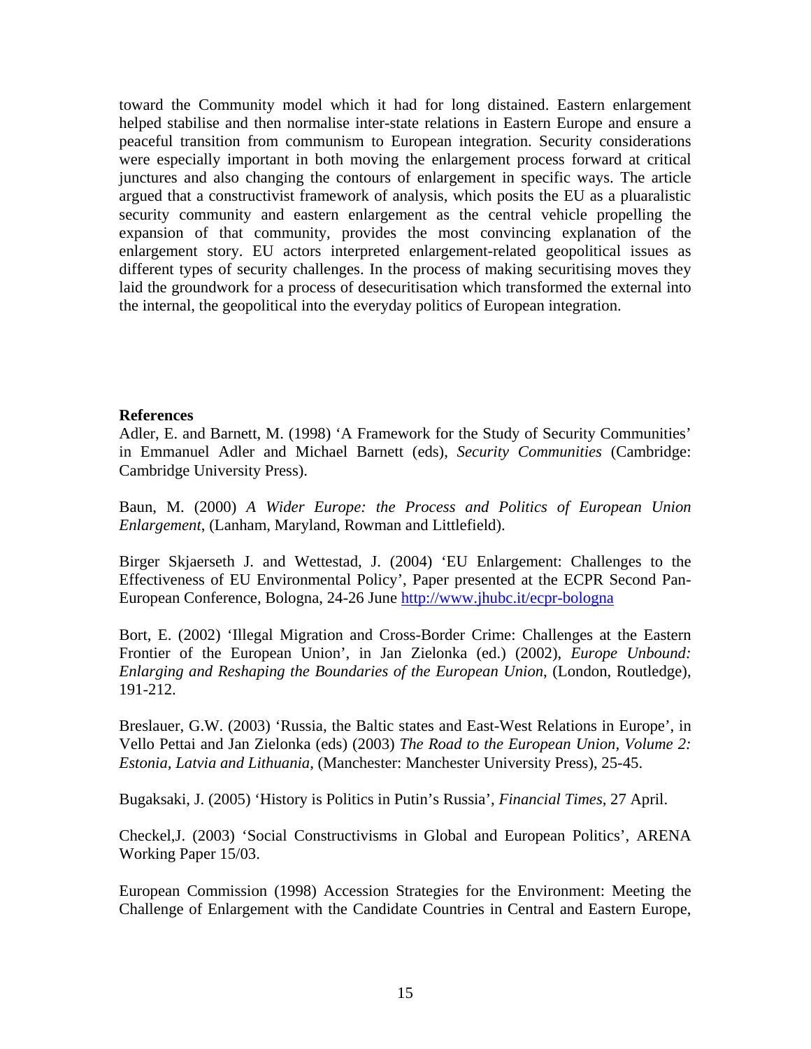toward the Community model which it had for long distained. Eastern enlargement helped stabilise and then normalise inter-state relations in Eastern Europe and ensure a peaceful transition from communism to European integration. Security considerations were especially important in both moving the enlargement process forward at critical junctures and also changing the contours of enlargement in specific ways. The article argued that a constructivist framework of analysis, which posits the EU as a pluaralistic security community and eastern enlargement as the central vehicle propelling the expansion of that community, provides the most convincing explanation of the enlargement story. EU actors interpreted enlargement-related geopolitical issues as different types of security challenges. In the process of making securitising moves they laid the groundwork for a process of desecuritisation which transformed the external into the internal, the geopolitical into the everyday politics of European integration.

**References**

Adler, E. and Barnett, M. (1998) 'A Framework for the Study of Security Communities' in Emmanuel Adler and Michael Barnett (eds), *Security Communities* (Cambridge: Cambridge University Press).

Baun, M. (2000) *A Wider Europe: the Process and Politics of European Union Enlargement*, (Lanham, Maryland, Rowman and Littlefield).

Birger Skjaerseth J. and Wettestad, J. (2004) 'EU Enlargement: Challenges to the Effectiveness of EU Environmental Policy', Paper presented at the ECPR Second Pan-European Conference, Bologna, 24-26 June http://www.jhubc.it/ecpr-bologna

Bort, E. (2002) 'Illegal Migration and Cross-Border Crime: Challenges at the Eastern Frontier of the European Union', in Jan Zielonka (ed.) (2002), *Europe Unbound: Enlarging and Reshaping the Boundaries of the European Union*, (London, Routledge), 191-212.

Breslauer, G.W. (2003) 'Russia, the Baltic states and East-West Relations in Europe', in Vello Pettai and Jan Zielonka (eds) (2003) *The Road to the European Union, Volume 2: Estonia, Latvia and Lithuania*, (Manchester: Manchester University Press), 25-45.

Bugaksaki, J. (2005) 'History is Politics in Putin's Russia', *Financial Times*, 27 April.

Checkel,J. (2003) 'Social Constructivisms in Global and European Politics', ARENA Working Paper 15/03.

European Commission (1998) Accession Strategies for the Environment: Meeting the Challenge of Enlargement with the Candidate Countries in Central and Eastern Europe,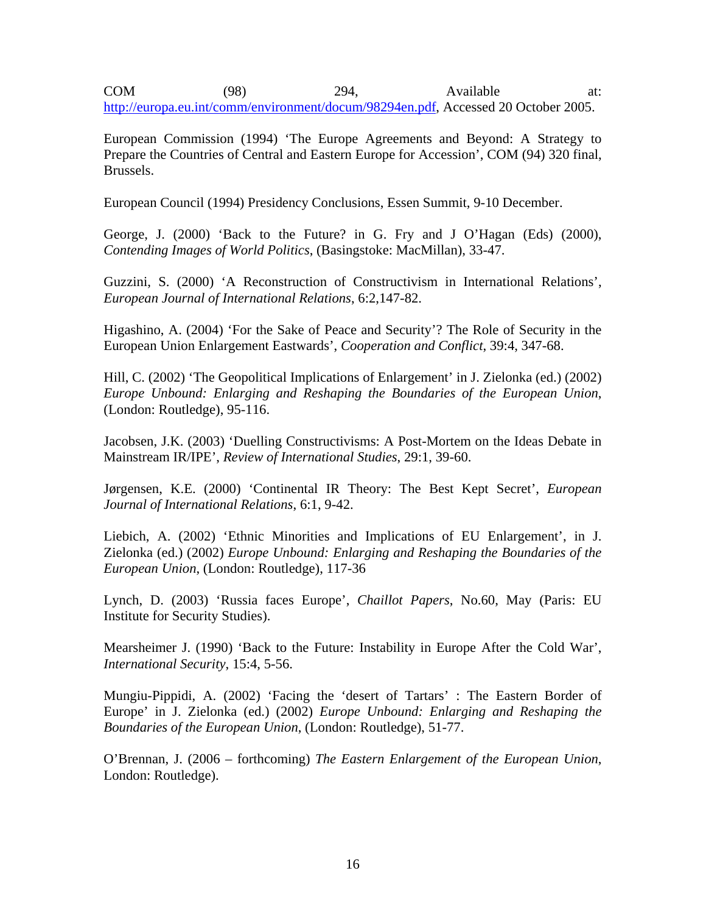COM (98) 294, Available at: http://europa.eu.int/comm/environment/docum/98294en.pdf, Accessed 20 October 2005.

European Commission (1994) 'The Europe Agreements and Beyond: A Strategy to Prepare the Countries of Central and Eastern Europe for Accession', COM (94) 320 final, Brussels.

European Council (1994) Presidency Conclusions, Essen Summit, 9-10 December.

George, J. (2000) 'Back to the Future? in G. Fry and J O'Hagan (Eds) (2000), *Contending Images of World Politics*, (Basingstoke: MacMillan), 33-47.

Guzzini, S. (2000) 'A Reconstruction of Constructivism in International Relations', *European Journal of International Relations*, 6:2,147-82.

Higashino, A. (2004) 'For the Sake of Peace and Security'? The Role of Security in the European Union Enlargement Eastwards', *Cooperation and Conflict*, 39:4, 347-68.

Hill, C. (2002) 'The Geopolitical Implications of Enlargement' in J. Zielonka (ed.) (2002) *Europe Unbound: Enlarging and Reshaping the Boundaries of the European Union*, (London: Routledge), 95-116.

Jacobsen, J.K. (2003) 'Duelling Constructivisms: A Post-Mortem on the Ideas Debate in Mainstream IR/IPE', *Review of International Studies*, 29:1, 39-60.

Jørgensen, K.E. (2000) 'Continental IR Theory: The Best Kept Secret', *European Journal of International Relations*, 6:1, 9-42.

Liebich, A. (2002) 'Ethnic Minorities and Implications of EU Enlargement', in J. Zielonka (ed.) (2002) *Europe Unbound: Enlarging and Reshaping the Boundaries of the European Union*, (London: Routledge), 117-36

Lynch, D. (2003) 'Russia faces Europe', *Chaillot Papers*, No.60, May (Paris: EU Institute for Security Studies).

Mearsheimer J. (1990) 'Back to the Future: Instability in Europe After the Cold War', *International Security*, 15:4, 5-56.

Mungiu-Pippidi, A. (2002) 'Facing the 'desert of Tartars' : The Eastern Border of Europe' in J. Zielonka (ed.) (2002) *Europe Unbound: Enlarging and Reshaping the Boundaries of the European Union*, (London: Routledge), 51-77.

O'Brennan, J. (2006 – forthcoming) *The Eastern Enlargement of the European Union*, London: Routledge).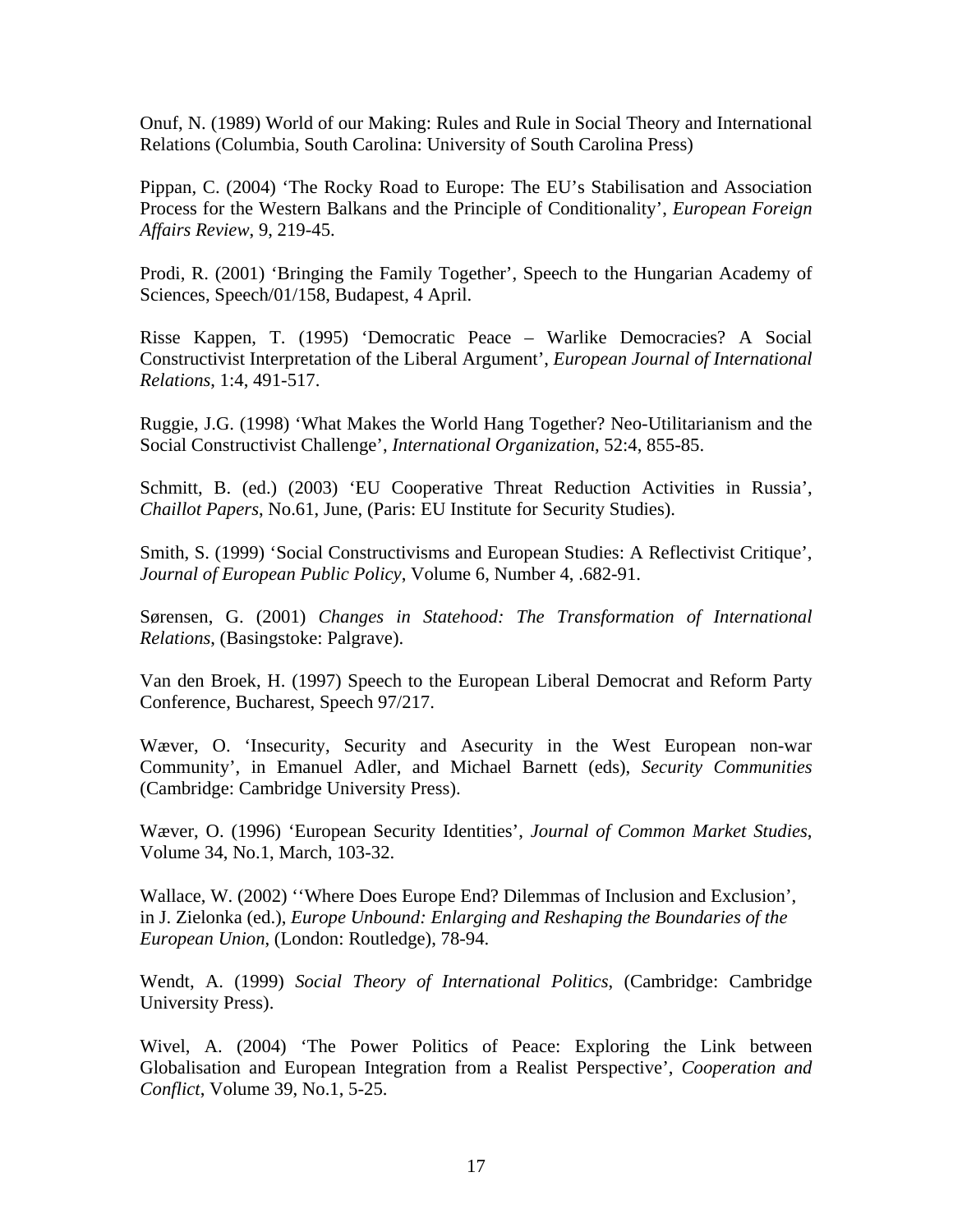Onuf, N. (1989) World of our Making: Rules and Rule in Social Theory and International Relations (Columbia, South Carolina: University of South Carolina Press)

Pippan, C. (2004) 'The Rocky Road to Europe: The EU's Stabilisation and Association Process for the Western Balkans and the Principle of Conditionality', *European Foreign Affairs Review*, 9, 219-45.

Prodi, R. (2001) 'Bringing the Family Together', Speech to the Hungarian Academy of Sciences, Speech/01/158, Budapest, 4 April.

Risse Kappen, T. (1995) 'Democratic Peace – Warlike Democracies? A Social Constructivist Interpretation of the Liberal Argument', *European Journal of International Relations*, 1:4, 491-517.

Ruggie, J.G. (1998) 'What Makes the World Hang Together? Neo-Utilitarianism and the Social Constructivist Challenge', *International Organization*, 52:4, 855-85.

Schmitt, B. (ed.) (2003) 'EU Cooperative Threat Reduction Activities in Russia', *Chaillot Papers*, No.61, June, (Paris: EU Institute for Security Studies).

Smith, S. (1999) 'Social Constructivisms and European Studies: A Reflectivist Critique', *Journal of European Public Policy*, Volume 6, Number 4, .682-91.

Sørensen, G. (2001) *Changes in Statehood: The Transformation of International Relations*, (Basingstoke: Palgrave).

Van den Broek, H. (1997) Speech to the European Liberal Democrat and Reform Party Conference, Bucharest, Speech 97/217.

Wæver, O. 'Insecurity, Security and Asecurity in the West European non-war Community', in Emanuel Adler, and Michael Barnett (eds), *Security Communities* (Cambridge: Cambridge University Press).

Wæver, O. (1996) 'European Security Identities', *Journal of Common Market Studies*, Volume 34, No.1, March, 103-32.

Wallace, W. (2002) ''Where Does Europe End? Dilemmas of Inclusion and Exclusion', in J. Zielonka (ed.), *Europe Unbound: Enlarging and Reshaping the Boundaries of the European Union*, (London: Routledge), 78-94.

Wendt, A. (1999) *Social Theory of International Politics*, (Cambridge: Cambridge University Press).

Wivel, A. (2004) 'The Power Politics of Peace: Exploring the Link between Globalisation and European Integration from a Realist Perspective', *Cooperation and Conflict*, Volume 39, No.1, 5-25.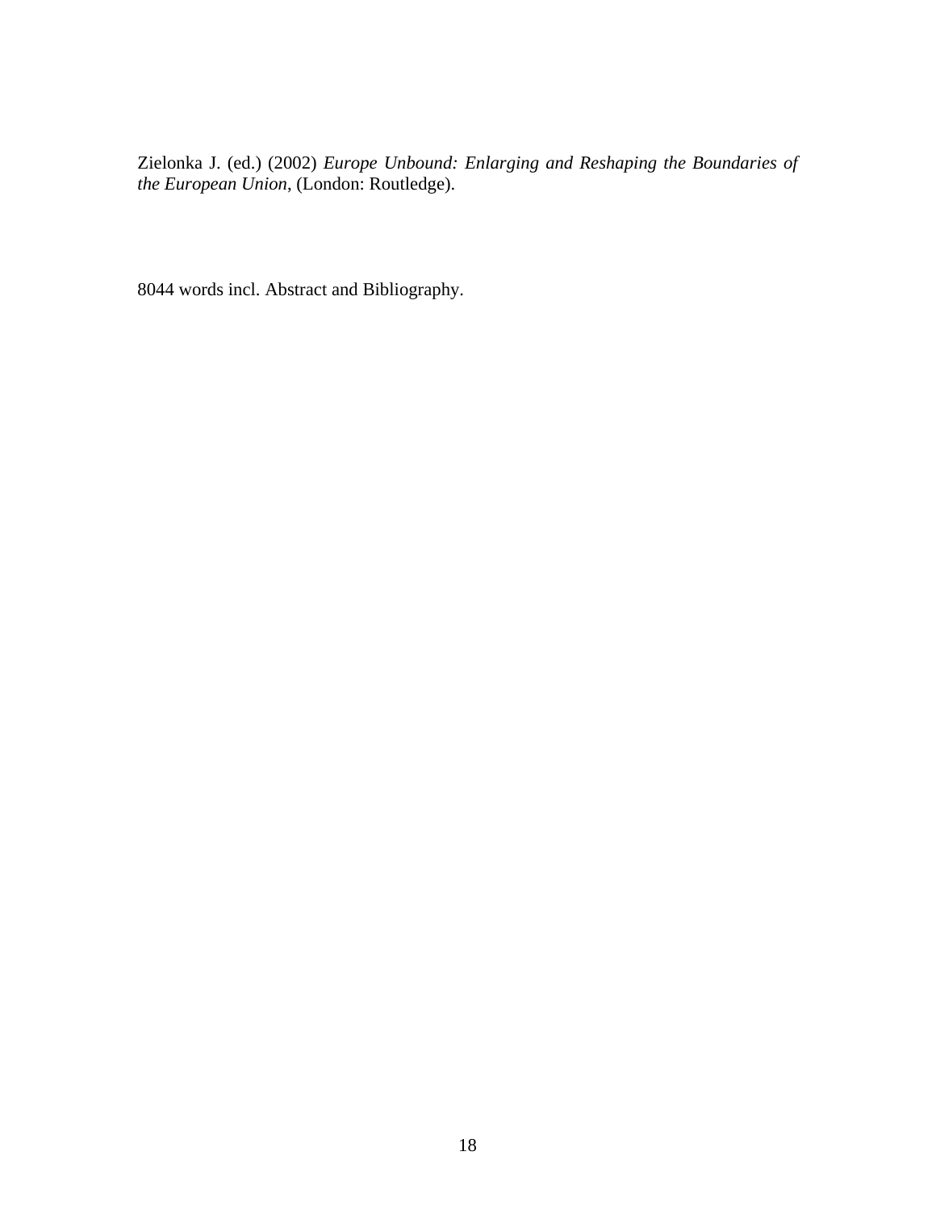Zielonka J. (ed.) (2002) *Europe Unbound: Enlarging and Reshaping the Boundaries of the European Union*, (London: Routledge).

8044 words incl. Abstract and Bibliography.